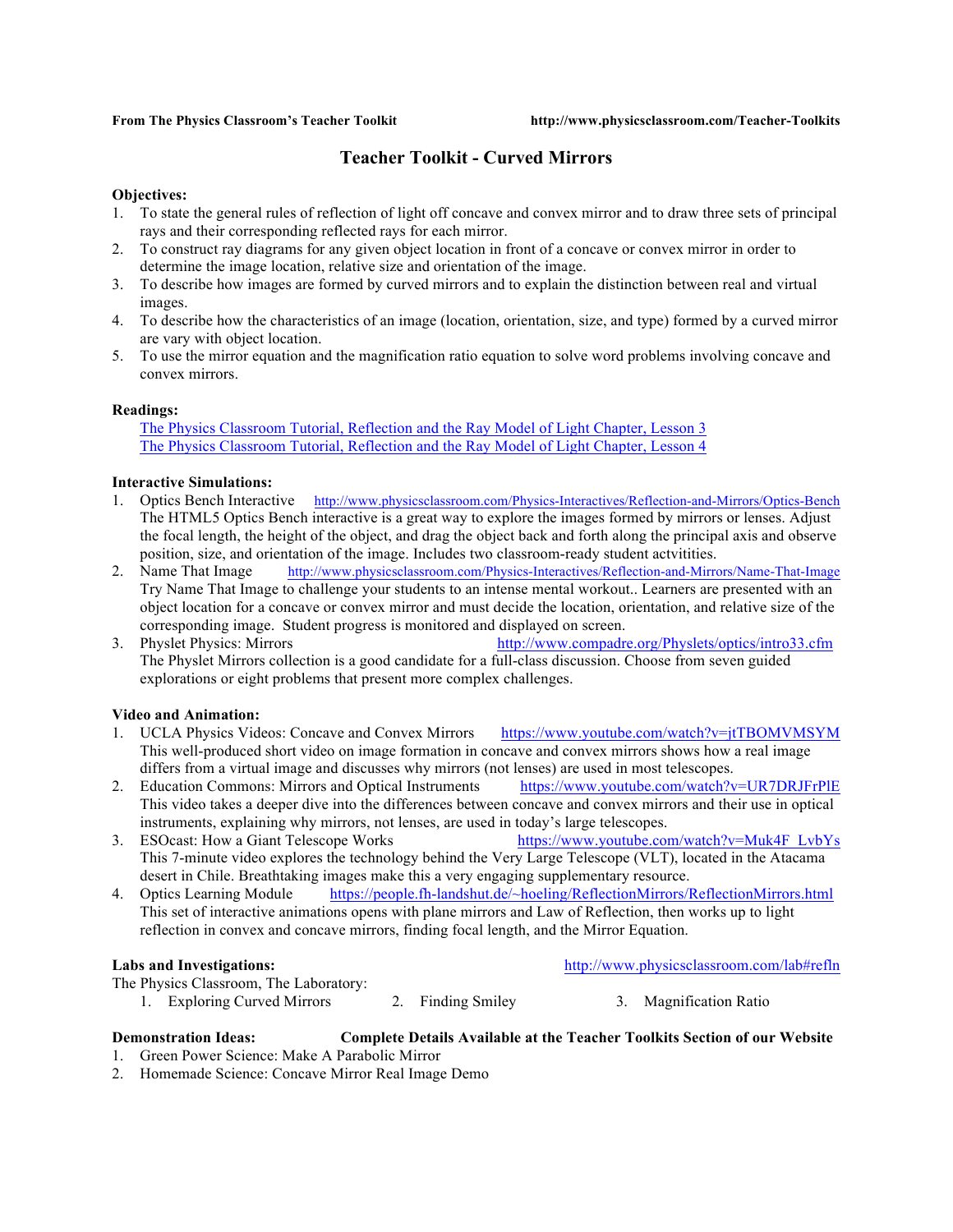From The Physics Classroom's Teacher Toolkit http://www.physicsclassroom.com/Teacher-Toolkits

# Teacher Toolkit - Curved Mirrors

**Objectives:**

1. To state the general rules of reflection of light off concave and convex mirror and to draw three sets of principal rays and their corresponding reflected rays for each mirror.
2. To construct ray diagrams for any given object location in front of a concave or convex mirror in order to determine the image location, relative size and orientation of the image.
3. To describe how images are formed by curved mirrors and to explain the distinction between real and virtual images.
4. To describe how the characteristics of an image (location, orientation, size, and type) formed by a curved mirror are vary with object location.
5. To use the mirror equation and the magnification ratio equation to solve word problems involving concave and convex mirrors.

**Readings:**

The Physics Classroom Tutorial, Reflection and the Ray Model of Light Chapter, Lesson 3
The Physics Classroom Tutorial, Reflection and the Ray Model of Light Chapter, Lesson 4

**Interactive Simulations:**

1. Optics Bench Interactive http://www.physicsclassroom.com/Physics-Interactives/Reflection-and-Mirrors/Optics-Bench
   The HTML5 Optics Bench interactive is a great way to explore the images formed by mirrors or lenses. Adjust the focal length, the height of the object, and drag the object back and forth along the principal axis and observe position, size, and orientation of the image. Includes two classroom-ready student actvitities.
2. Name That Image http://www.physicsclassroom.com/Physics-Interactives/Reflection-and-Mirrors/Name-That-Image
   Try Name That Image to challenge your students to an intense mental workout.. Learners are presented with an object location for a concave or convex mirror and must decide the location, orientation, and relative size of the corresponding image. Student progress is monitored and displayed on screen.
3. Physlet Physics: Mirrors http://www.compadre.org/Physlets/optics/intro33.cfm
   The Physlet Mirrors collection is a good candidate for a full-class discussion. Choose from seven guided explorations or eight problems that present more complex challenges.

**Video and Animation:**

1. UCLA Physics Videos: Concave and Convex Mirrors https://www.youtube.com/watch?v=jtTBOMVMSYM
   This well-produced short video on image formation in concave and convex mirrors shows how a real image differs from a virtual image and discusses why mirrors (not lenses) are used in most telescopes.
2. Education Commons: Mirrors and Optical Instruments https://www.youtube.com/watch?v=UR7DRJFrPlE
   This video takes a deeper dive into the differences between concave and convex mirrors and their use in optical instruments, explaining why mirrors, not lenses, are used in today's large telescopes.
3. ESOcast: How a Giant Telescope Works https://www.youtube.com/watch?v=Muk4F_LvbYs
   This 7-minute video explores the technology behind the Very Large Telescope (VLT), located in the Atacama desert in Chile. Breathtaking images make this a very engaging supplementary resource.
4. Optics Learning Module https://people.fh-landshut.de/~hoeling/ReflectionMirrors/ReflectionMirrors.html
   This set of interactive animations opens with plane mirrors and Law of Reflection, then works up to light reflection in convex and concave mirrors, finding focal length, and the Mirror Equation.

**Labs and Investigations:** http://www.physicsclassroom.com/lab#refln

The Physics Classroom, The Laboratory:

1. Exploring Curved Mirrors
2. Finding Smiley
3. Magnification Ratio

**Demonstration Ideas:** **Complete Details Available at the Teacher Toolkits Section of our Website**

1. Green Power Science: Make A Parabolic Mirror
2. Homemade Science: Concave Mirror Real Image Demo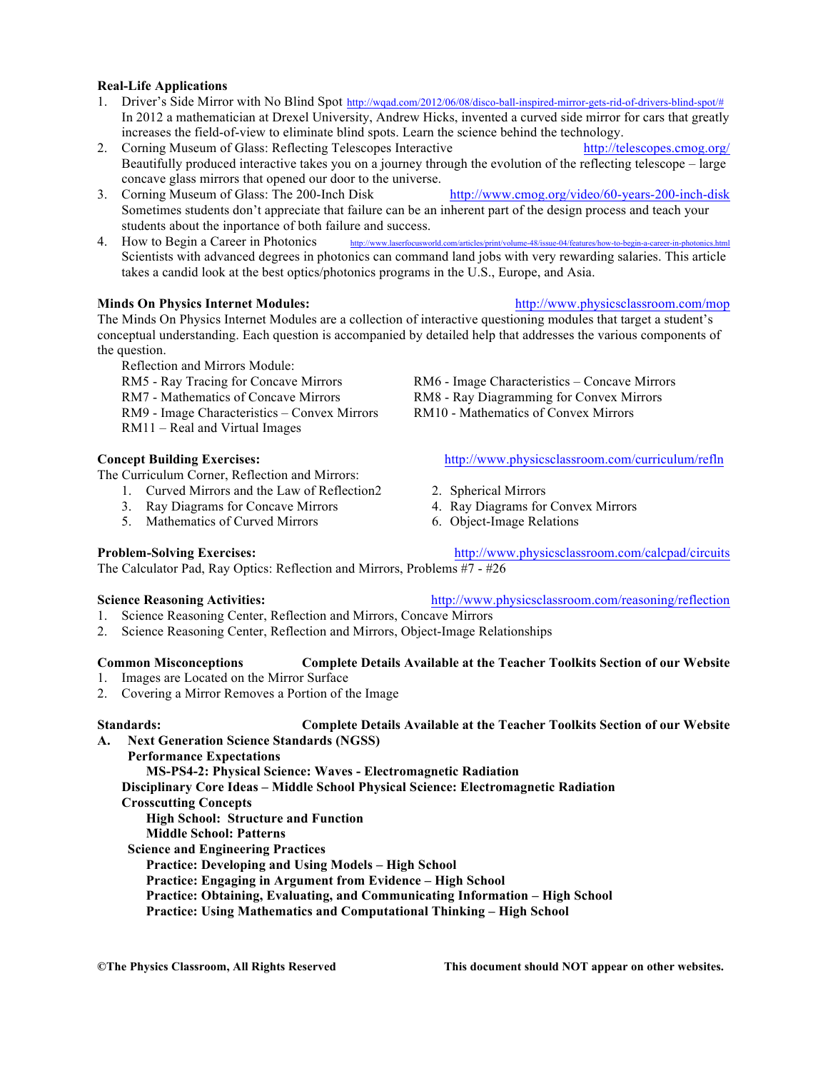**Real-Life Applications**

1. Driver's Side Mirror with No Blind Spot http://wqad.com/2012/06/08/disco-ball-inspired-mirror-gets-rid-of-drivers-blind-spot/#
   In 2012 a mathematician at Drexel University, Andrew Hicks, invented a curved side mirror for cars that greatly increases the field-of-view to eliminate blind spots. Learn the science behind the technology.
2. Corning Museum of Glass: Reflecting Telescopes Interactive http://telescopes.cmog.org/
   Beautifully produced interactive takes you on a journey through the evolution of the reflecting telescope – large concave glass mirrors that opened our door to the universe.
3. Corning Museum of Glass: The 200-Inch Disk http://www.cmog.org/video/60-years-200-inch-disk
   Sometimes students don't appreciate that failure can be an inherent part of the design process and teach your students about the inportance of both failure and success.
4. How to Begin a Career in Photonics http://www.laserfocusworld.com/articles/print/volume-48/issue-04/features/how-to-begin-a-career-in-photonics.html
   Scientists with advanced degrees in photonics can command land jobs with very rewarding salaries. This article takes a candid look at the best optics/photonics programs in the U.S., Europe, and Asia.

**Minds On Physics Internet Modules:** http://www.physicsclassroom.com/mop

The Minds On Physics Internet Modules are a collection of interactive questioning modules that target a student's conceptual understanding. Each question is accompanied by detailed help that addresses the various components of the question.

Reflection and Mirrors Module:

- RM5 - Ray Tracing for Concave Mirrors
- RM6 - Image Characteristics – Concave Mirrors
- RM7 - Mathematics of Concave Mirrors
- RM8 - Ray Diagramming for Convex Mirrors
- RM9 - Image Characteristics – Convex Mirrors
- RM10 - Mathematics of Convex Mirrors
- RM11 – Real and Virtual Images

**Concept Building Exercises:** http://www.physicsclassroom.com/curriculum/refln

The Curriculum Corner, Reflection and Mirrors:

1. Curved Mirrors and the Law of Reflection2
2. Spherical Mirrors
3. Ray Diagrams for Concave Mirrors
4. Ray Diagrams for Convex Mirrors
5. Mathematics of Curved Mirrors
6. Object-Image Relations

**Problem-Solving Exercises:** http://www.physicsclassroom.com/calcpad/circuits

The Calculator Pad, Ray Optics: Reflection and Mirrors, Problems #7 - #26

**Science Reasoning Activities:** http://www.physicsclassroom.com/reasoning/reflection

1. Science Reasoning Center, Reflection and Mirrors, Concave Mirrors
2. Science Reasoning Center, Reflection and Mirrors, Object-Image Relationships

**Common Misconceptions** **Complete Details Available at the Teacher Toolkits Section of our Website**

1. Images are Located on the Mirror Surface
2. Covering a Mirror Removes a Portion of the Image

**Standards:** **Complete Details Available at the Teacher Toolkits Section of our Website**

**A. Next Generation Science Standards (NGSS)**

**Performance Expectations**

**MS-PS4-2: Physical Science: Waves - Electromagnetic Radiation**

**Disciplinary Core Ideas – Middle School Physical Science: Electromagnetic Radiation**

**Crosscutting Concepts**

**High School: Structure and Function**

**Middle School: Patterns**

**Science and Engineering Practices**

**Practice: Developing and Using Models – High School**

**Practice: Engaging in Argument from Evidence – High School**

**Practice: Obtaining, Evaluating, and Communicating Information – High School**

**Practice: Using Mathematics and Computational Thinking – High School**

**©The Physics Classroom, All Rights Reserved** **This document should NOT appear on other websites.**